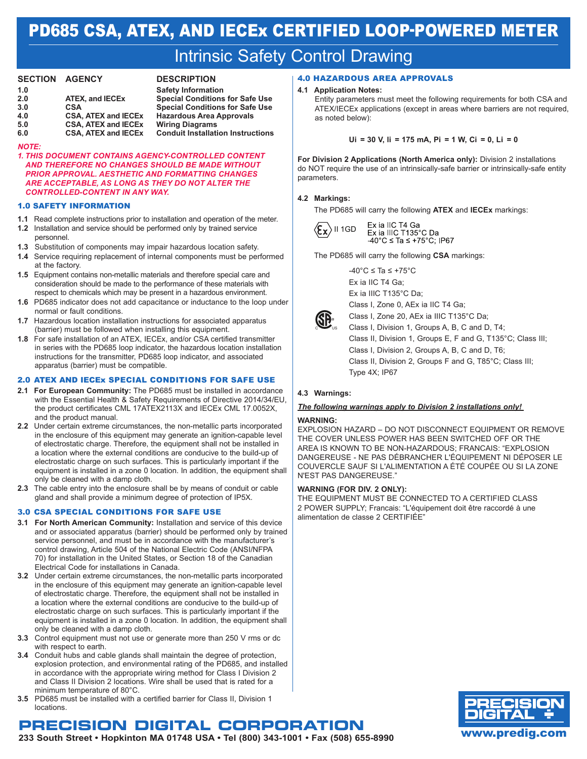# PD685 CSA, ATEX, AND IECEx CERTIFIED LOOP-POWERED METER

## Intrinsic Safety Control Drawing

| SECTION | AGENCY | DESCRIPTION |
|---|---|---|
| 1.0 | | Safety Information |
| 2.0 | ATEX, and IECEx | Special Conditions for Safe Use |
| 3.0 | CSA | Special Conditions for Safe Use |
| 4.0 | CSA, ATEX and IECEx | Hazardous Area Approvals |
| 5.0 | CSA, ATEX and IECEx | Wiring Diagrams |
| 6.0 | CSA, ATEX and IECEx | Conduit Installation Instructions |

***NOTE:***

***1. THIS DOCUMENT CONTAINS AGENCY-CONTROLLED CONTENT AND THEREFORE NO CHANGES SHOULD BE MADE WITHOUT PRIOR APPROVAL. AESTHETIC AND FORMATTING CHANGES ARE ACCEPTABLE, AS LONG AS THEY DO NOT ALTER THE CONTROLLED-CONTENT IN ANY WAY.***

### 1.0 SAFETY INFORMATION

**1.1** Read complete instructions prior to installation and operation of the meter.

**1.2** Installation and service should be performed only by trained service personnel.

**1.3** Substitution of components may impair hazardous location safety.

**1.4** Service requiring replacement of internal components must be performed at the factory.

**1.5** Equipment contains non-metallic materials and therefore special care and consideration should be made to the performance of these materials with respect to chemicals which may be present in a hazardous environment.

**1.6** PD685 indicator does not add capacitance or inductance to the loop under normal or fault conditions.

**1.7** Hazardous location installation instructions for associated apparatus (barrier) must be followed when installing this equipment.

**1.8** For safe installation of an ATEX, IECEx, and/or CSA certified transmitter in series with the PD685 loop indicator, the hazardous location installation instructions for the transmitter, PD685 loop indicator, and associated apparatus (barrier) must be compatible.

### 2.0 ATEX AND IECEx SPECIAL CONDITIONS FOR SAFE USE

**2.1** **For European Community:** The PD685 must be installed in accordance with the Essential Health & Safety Requirements of Directive 2014/34/EU, the product certificates CML 17ATEX2113X and IECEx CML 17.0052X, and the product manual.

**2.2** Under certain extreme circumstances, the non-metallic parts incorporated in the enclosure of this equipment may generate an ignition-capable level of electrostatic charge. Therefore, the equipment shall not be installed in a location where the external conditions are conducive to the build-up of electrostatic charge on such surfaces. This is particularly important if the equipment is installed in a zone 0 location. In addition, the equipment shall only be cleaned with a damp cloth.

**2.3** The cable entry into the enclosure shall be by means of conduit or cable gland and shall provide a minimum degree of protection of IP5X.

### 3.0 CSA SPECIAL CONDITIONS FOR SAFE USE

**3.1** **For North American Community:** Installation and service of this device and or associated apparatus (barrier) should be performed only by trained service personnel, and must be in accordance with the manufacturer's control drawing, Article 504 of the National Electric Code (ANSI/NFPA 70) for installation in the United States, or Section 18 of the Canadian Electrical Code for installations in Canada.

**3.2** Under certain extreme circumstances, the non-metallic parts incorporated in the enclosure of this equipment may generate an ignition-capable level of electrostatic charge. Therefore, the equipment shall not be installed in a location where the external conditions are conducive to the build-up of electrostatic charge on such surfaces. This is particularly important if the equipment is installed in a zone 0 location. In addition, the equipment shall only be cleaned with a damp cloth.

**3.3** Control equipment must not use or generate more than 250 V rms or dc with respect to earth.

**3.4** Conduit hubs and cable glands shall maintain the degree of protection, explosion protection, and environmental rating of the PD685, and installed in accordance with the appropriate wiring method for Class I Division 2 and Class II Division 2 locations. Wire shall be used that is rated for a minimum temperature of 80°C.

**3.5** PD685 must be installed with a certified barrier for Class II, Division 1 locations.

### 4.0 HAZARDOUS AREA APPROVALS

**4.1 Application Notes:**

Entity parameters must meet the following requirements for both CSA and ATEX/IECEx applications (except in areas where barriers are not required, as noted below):

**Ui = 30 V, Ii = 175 mA, Pi = 1 W, Ci = 0, Li = 0**

**For Division 2 Applications (North America only):** Division 2 installations do NOT require the use of an intrinsically-safe barrier or intrinsically-safe entity parameters.

**4.2 Markings:**

The PD685 will carry the following **ATEX** and **IECEx** markings:

Ex II 1GD
Ex ia IIC T4 Ga
Ex ia IIIC T135°C Da
-40°C ≤ Ta ≤ +75°C; IP67

The PD685 will carry the following **CSA** markings:

-40°C ≤ Ta ≤ +75°C
Ex ia IIC T4 Ga;
Ex ia IIIC T135°C Da;
Class I, Zone 0, AEx ia IIC T4 Ga;
Class I, Zone 20, AEx ia IIIC T135°C Da;
Class I, Division 1, Groups A, B, C and D, T4;
Class II, Division 1, Groups E, F and G, T135°C; Class III;
Class I, Division 2, Groups A, B, C and D, T6;
Class II, Division 2, Groups F and G, T85°C; Class III;
Type 4X; IP67

**4.3 Warnings:**

***The following warnings apply to Division 2 installations only!***

**WARNING:**

EXPLOSION HAZARD – DO NOT DISCONNECT EQUIPMENT OR REMOVE THE COVER UNLESS POWER HAS BEEN SWITCHED OFF OR THE AREA IS KNOWN TO BE NON-HAZARDOUS; FRANCAIS: "EXPLOSION DANGEREUSE - NE PAS DÉBRANCHER L'ÉQUIPEMENT NI DÉPOSER LE COUVERCLE SAUF SI L'ALIMENTATION A ÉTÉ COUPÉE OU SI LA ZONE N'EST PAS DANGEREUSE."

**WARNING (FOR DIV. 2 ONLY):**

THE EQUIPMENT MUST BE CONNECTED TO A CERTIFIED CLASS 2 POWER SUPPLY; Francais: "L'équipement doit être raccordé à une alimentation de classe 2 CERTIFIÉE"

**PRECISION DIGITAL CORPORATION**
233 South Street • Hopkinton MA 01748 USA • Tel (800) 343-1001 • Fax (508) 655-8990
www.predig.com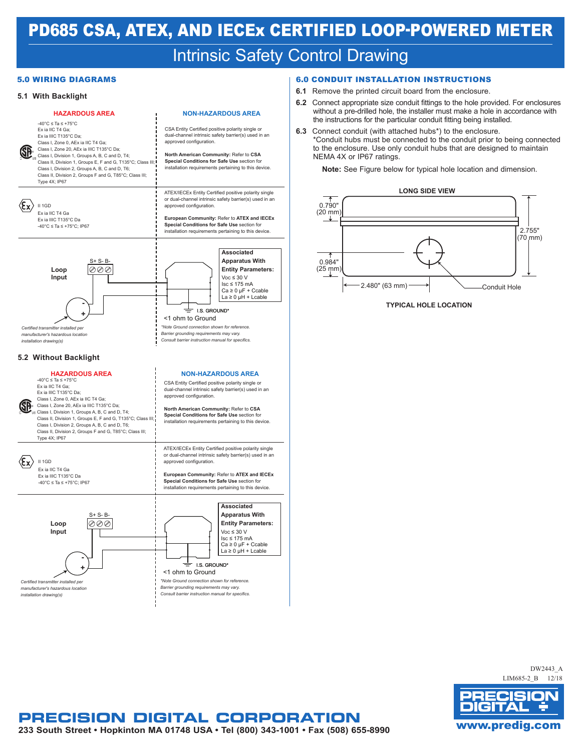# PD685 CSA, ATEX, AND IECEx CERTIFIED LOOP-POWERED METER

## Intrinsic Safety Control Drawing

### 5.0 WIRING DIAGRAMS

#### 5.1 With Backlight

**HAZARDOUS AREA**

-40°C ≤ Ta ≤ +75°C
Ex ia IIC T4 Ga;
Ex ia IIIC T135°C Da;
Class I, Zone 0, AEx ia IIC T4 Ga;
Class I, Zone 20, AEx ia IIIC T135°C Da;
Class I, Division 1, Groups A, B, C and D, T4;
Class II, Division 1, Groups E, F and G, T135°C; Class III;
Class I, Division 2, Groups A, B, C and D, T6;
Class II, Division 2, Groups F and G, T85°C; Class III;
Type 4X; IP67

**NON-HAZARDOUS AREA**

CSA Entity Certified positive polarity single or dual-channel intrinsic safety barrier(s) used in an approved configuration.

**North American Community:** Refer to **CSA Special Conditions for Safe Use** section for installation requirements pertaining to this device.

II 1GD
Ex ia IIC T4 Ga
Ex ia IIIC T135°C Da
-40°C ≤ Ta ≤ +75°C; IP67

ATEX/IECEx Entity Certified positive polarity single or dual-channel intrinsic safety barrier(s) used in an approved configuration.

**European Community:** Refer to **ATEX and IECEx Special Conditions for Safe Use** section for installation requirements pertaining to this device.

S+ S- B-

Loop Input

**Associated Apparatus With Entity Parameters:**
Voc ≤ 30 V
Isc ≤ 175 mA
Ca ≥ 0 µF + Ccable
La ≥ 0 µH + Lcable

I.S. GROUND*
<1 ohm to Ground

*Certified transmitter installed per manufacturer's hazardous location installation drawing(s)*

*\*Note Ground connection shown for reference. Barrier grounding requirements may vary. Consult barrier instruction manual for specifics.*

#### 5.2 Without Backlight

**HAZARDOUS AREA**

-40°C ≤ Ta ≤ +75°C
Ex ia IIC T4 Ga;
Ex ia IIIC T135°C Da;
Class I, Zone 0, AEx ia IIC T4 Ga;
Class I, Zone 20, AEx ia IIIC T135°C Da;
Class I, Division 1, Groups A, B, C and D, T4;
Class II, Division 1, Groups E, F and G, T135°C; Class III;
Class I, Division 2, Groups A, B, C and D, T6;
Class II, Division 2, Groups F and G, T85°C; Class III;
Type 4X; IP67

**NON-HAZARDOUS AREA**

CSA Entity Certified positive polarity single or dual-channel intrinsic safety barrier(s) used in an approved configuration.

**North American Community:** Refer to **CSA Special Conditions for Safe Use** section for installation requirements pertaining to this device.

II 1GD
Ex ia IIC T4 Ga
Ex ia IIIC T135°C Da
-40°C ≤ Ta ≤ +75°C; IP67

ATEX/IECEx Entity Certified positive polarity single or dual-channel intrinsic safety barrier(s) used in an approved configuration.

**European Community:** Refer to **ATEX and IECEx Special Conditions for Safe Use** section for installation requirements pertaining to this device.

S+ S- B-

Loop Input

**Associated Apparatus With Entity Parameters:**
Voc ≤ 30 V
Isc ≤ 175 mA
Ca ≥ 0 µF + Ccable
La ≥ 0 µH + Lcable

I.S. GROUND*
<1 ohm to Ground

*Certified transmitter installed per manufacturer's hazardous location installation drawing(s)*

*\*Note Ground connection shown for reference. Barrier grounding requirements may vary. Consult barrier instruction manual for specifics.*

### 6.0 CONDUIT INSTALLATION INSTRUCTIONS

**6.1** Remove the printed circuit board from the enclosure.

**6.2** Connect appropriate size conduit fittings to the hole provided. For enclosures without a pre-drilled hole, the installer must make a hole in accordance with the instructions for the particular conduit fitting being installed.

**6.3** Connect conduit (with attached hubs*) to the enclosure.
\*Conduit hubs must be connected to the conduit prior to being connected to the enclosure. Use only conduit hubs that are designed to maintain NEMA 4X or IP67 ratings.

**Note:** See Figure below for typical hole location and dimension.

LONG SIDE VIEW

0.790" (20 mm)
0.984" (25 mm)
2.755" (70 mm)
2.480" (63 mm)
Conduit Hole

TYPICAL HOLE LOCATION

DW2443_A
LIM685-2_B 12/18

**PRECISION DIGITAL CORPORATION**
233 South Street • Hopkinton MA 01748 USA • Tel (800) 343-1001 • Fax (508) 655-8990

www.predig.com